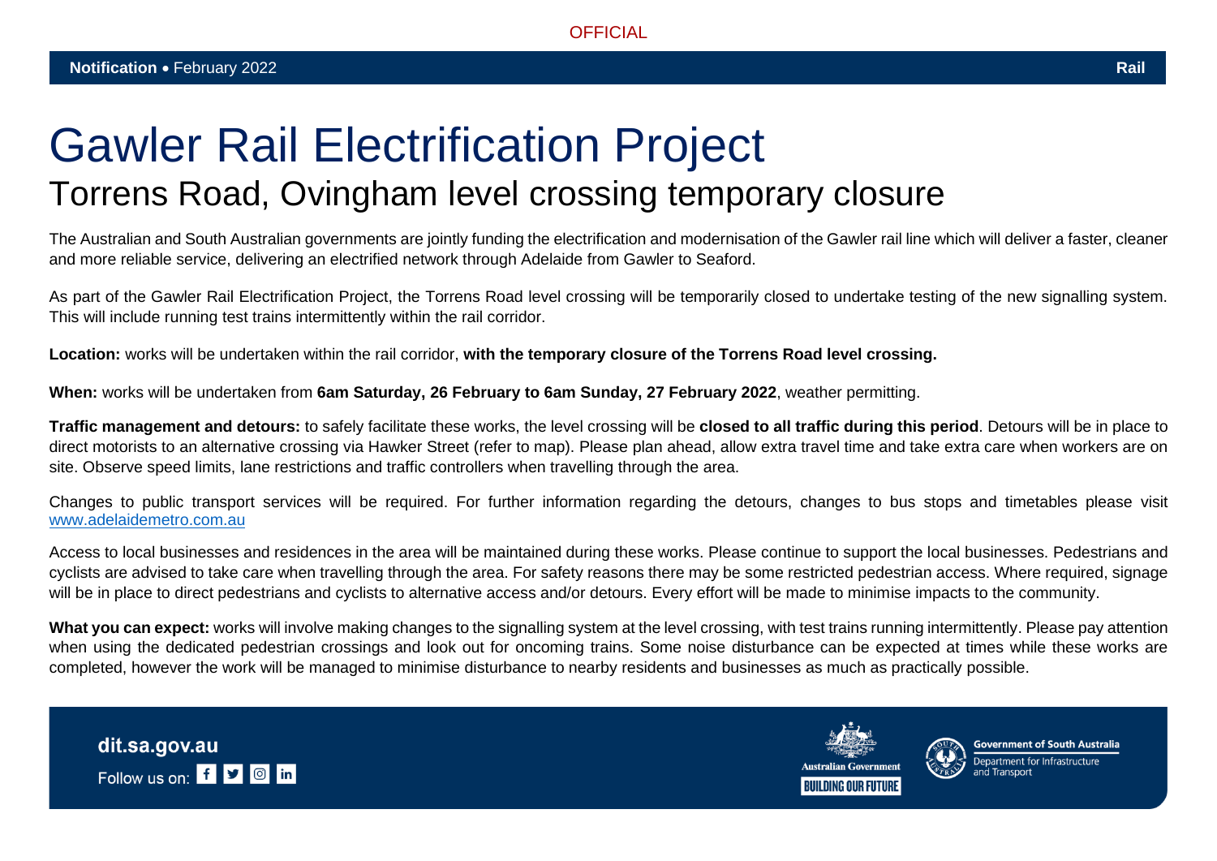OFFICIAL

**Notification** • February 2022 **Rail**

# Gawler Rail Electrification Project

## Torrens Road, Ovingham level crossing temporary closure

The Australian and South Australian governments are jointly funding the electrification and modernisation of the Gawler rail line which will deliver a faster, cleaner and more reliable service, delivering an electrified network through Adelaide from Gawler to Seaford.

As part of the Gawler Rail Electrification Project, the Torrens Road level crossing will be temporarily closed to undertake testing of the new signalling system. This will include running test trains intermittently within the rail corridor.

**Location:** works will be undertaken within the rail corridor, **with the temporary closure of the Torrens Road level crossing.**

**When:** works will be undertaken from **6am Saturday, 26 February to 6am Sunday, 27 February 2022**, weather permitting.

**Traffic management and detours:** to safely facilitate these works, the level crossing will be **closed to all traffic during this period**. Detours will be in place to direct motorists to an alternative crossing via Hawker Street (refer to map). Please plan ahead, allow extra travel time and take extra care when workers are on site. Observe speed limits, lane restrictions and traffic controllers when travelling through the area.

Changes to public transport services will be required. For further information regarding the detours, changes to bus stops and timetables please visit [www.adelaidemetro.com.au](http://www.adelaidemetro.com.au)

Access to local businesses and residences in the area will be maintained during these works. Please continue to support the local businesses. Pedestrians and cyclists are advised to take care when travelling through the area. For safety reasons there may be some restricted pedestrian access. Where required, signage will be in place to direct pedestrians and cyclists to alternative access and/or detours. Every effort will be made to minimise impacts to the community.

**What you can expect:** works will involve making changes to the signalling system at the level crossing, with test trains running intermittently. Please pay attention when using the dedicated pedestrian crossings and look out for oncoming trains. Some noise disturbance can be expected at times while these works are completed, however the work will be managed to minimise disturbance to nearby residents and businesses as much as practically possible.

**dit.sa.gov.au**

Follow us on:

Australian Government — BUILDING OUR FUTURE

Government of South Australia — Department for Infrastructure and Transport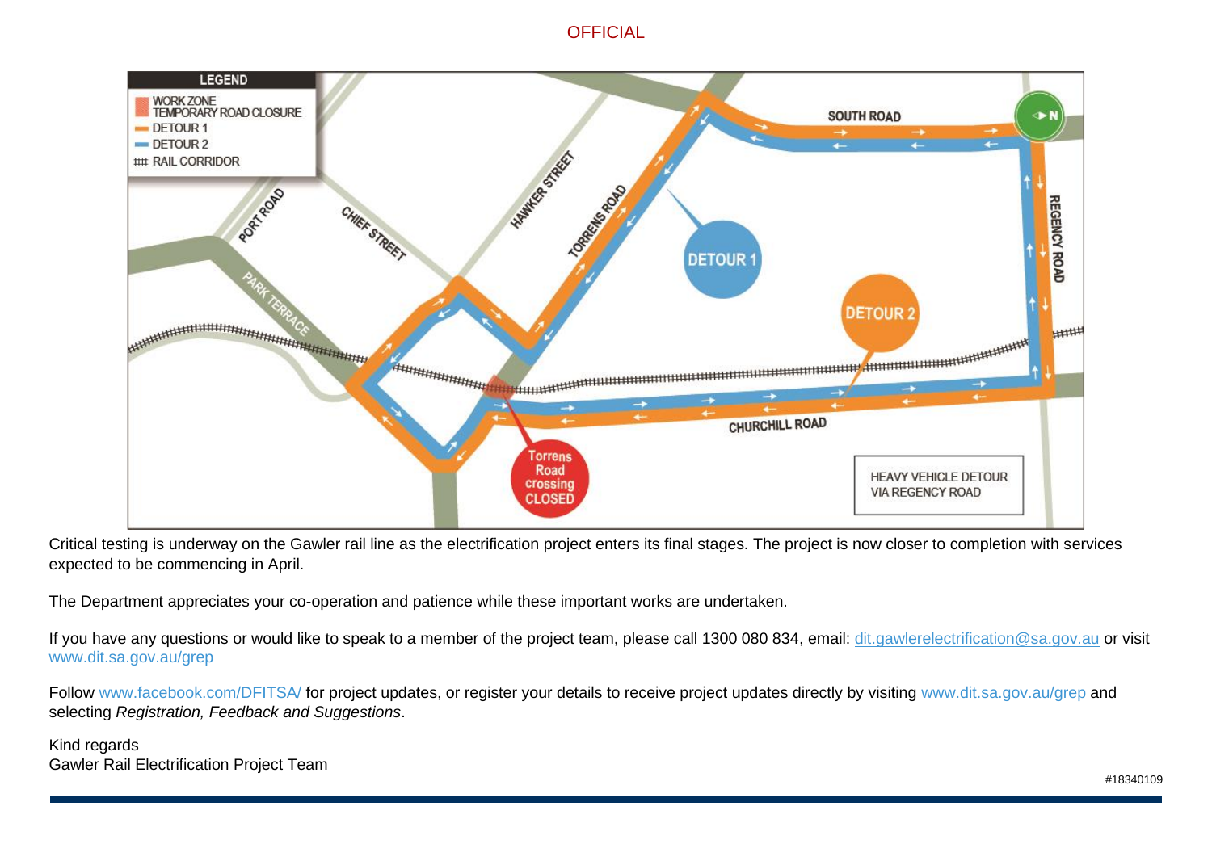LEGEND
WORK ZONE TEMPORARY ROAD CLOSURE
DETOUR 1
DETOUR 2
RAIL CORRIDOR

PORT ROAD
CHIEF STREET
HAWKER STREET
TORRENS ROAD
SOUTH ROAD
REGENCY ROAD
PARK TERRACE
CHURCHILL ROAD
DETOUR 1
DETOUR 2
N
Torrens Road crossing CLOSED
HEAVY VEHICLE DETOUR VIA REGENCY ROAD

Critical testing is underway on the Gawler rail line as the electrification project enters its final stages. The project is now closer to completion with services expected to be commencing in April.

The Department appreciates your co-operation and patience while these important works are undertaken.

If you have any questions or would like to speak to a member of the project team, please call 1300 080 834, email: dit.gawlerelectrification@sa.gov.au or visit www.dit.sa.gov.au/grep

Follow www.facebook.com/DFITSA/ for project updates, or register your details to receive project updates directly by visiting www.dit.sa.gov.au/grep and selecting *Registration, Feedback and Suggestions*.

Kind regards
Gawler Rail Electrification Project Team